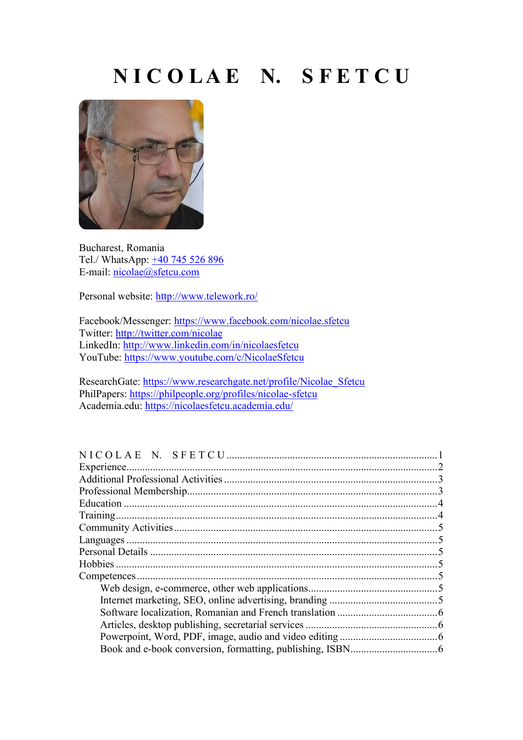# NICOLAE N. SFETCU

Bucharest, Romania
Tel./ WhatsApp: +40 745 526 896
E-mail: nicolae@sfetcu.com

Personal website: http://www.telework.ro/

Facebook/Messenger: https://www.facebook.com/nicolae.sfetcu
Twitter: http://twitter.com/nicolae
LinkedIn: http://www.linkedin.com/in/nicolaesfetcu
YouTube: https://www.youtube.com/c/NicolaeSfetcu

ResearchGate: https://www.researchgate.net/profile/Nicolae_Sfetcu
PhilPapers: https://philpeople.org/profiles/nicolae-sfetcu
Academia.edu: https://nicolaesfetcu.academia.edu/

NICOLAE N. SFETCU ........ 1
Experience ........ 2
Additional Professional Activities ........ 3
Professional Membership ........ 3
Education ........ 4
Training ........ 4
Community Activities ........ 5
Languages ........ 5
Personal Details ........ 5
Hobbies ........ 5
Competences ........ 5
- Web design, e-commerce, other web applications ........ 5
- Internet marketing, SEO, online advertising, branding ........ 5
- Software localization, Romanian and French translation ........ 6
- Articles, desktop publishing, secretarial services ........ 6
- Powerpoint, Word, PDF, image, audio and video editing ........ 6
- Book and e-book conversion, formatting, publishing, ISBN ........ 6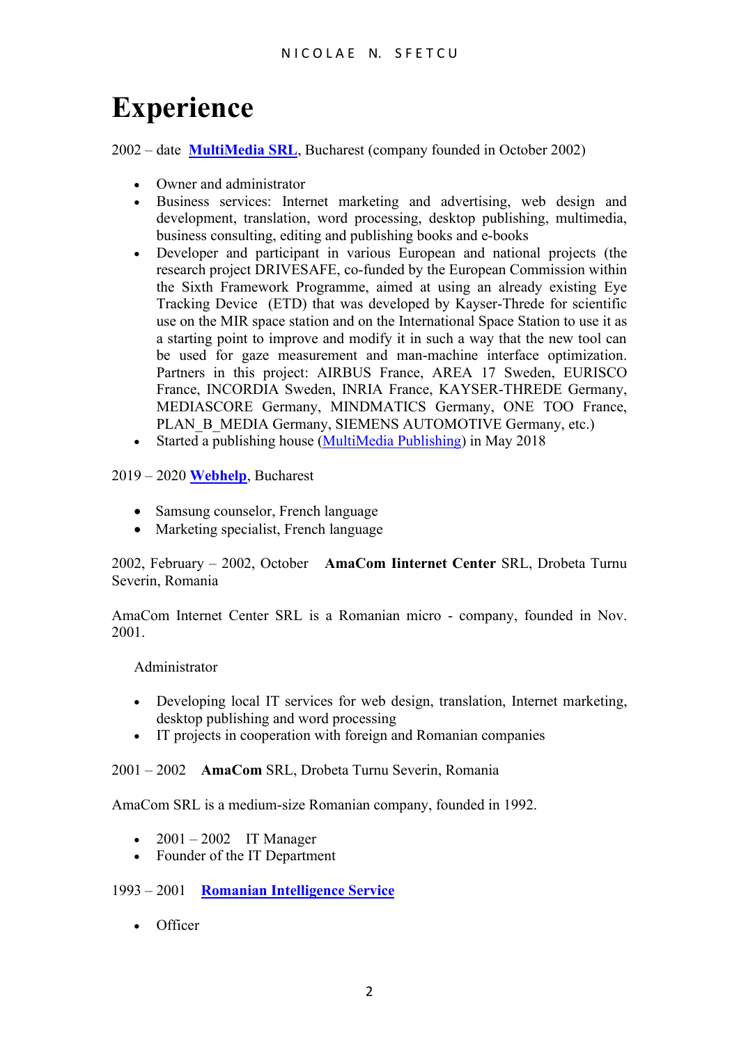# Experience

2002 – date **MultiMedia SRL**, Bucharest (company founded in October 2002)

- Owner and administrator
- Business services: Internet marketing and advertising, web design and development, translation, word processing, desktop publishing, multimedia, business consulting, editing and publishing books and e-books
- Developer and participant in various European and national projects (the research project DRIVESAFE, co-funded by the European Commission within the Sixth Framework Programme, aimed at using an already existing Eye Tracking Device (ETD) that was developed by Kayser-Threde for scientific use on the MIR space station and on the International Space Station to use it as a starting point to improve and modify it in such a way that the new tool can be used for gaze measurement and man-machine interface optimization. Partners in this project: AIRBUS France, AREA 17 Sweden, EURISCO France, INCORDIA Sweden, INRIA France, KAYSER-THREDE Germany, MEDIASCORE Germany, MINDMATICS Germany, ONE TOO France, PLAN_B_MEDIA Germany, SIEMENS AUTOMOTIVE Germany, etc.)
- Started a publishing house (MultiMedia Publishing) in May 2018

2019 – 2020 **Webhelp**, Bucharest

- Samsung counselor, French language
- Marketing specialist, French language

2002, February – 2002, October **AmaCom Iinternet Center** SRL, Drobeta Turnu Severin, Romania

AmaCom Internet Center SRL is a Romanian micro - company, founded in Nov. 2001.

Administrator

- Developing local IT services for web design, translation, Internet marketing, desktop publishing and word processing
- IT projects in cooperation with foreign and Romanian companies

2001 – 2002 **AmaCom** SRL, Drobeta Turnu Severin, Romania

AmaCom SRL is a medium-size Romanian company, founded in 1992.

- 2001 – 2002 IT Manager
- Founder of the IT Department

1993 – 2001 **Romanian Intelligence Service**

- Officer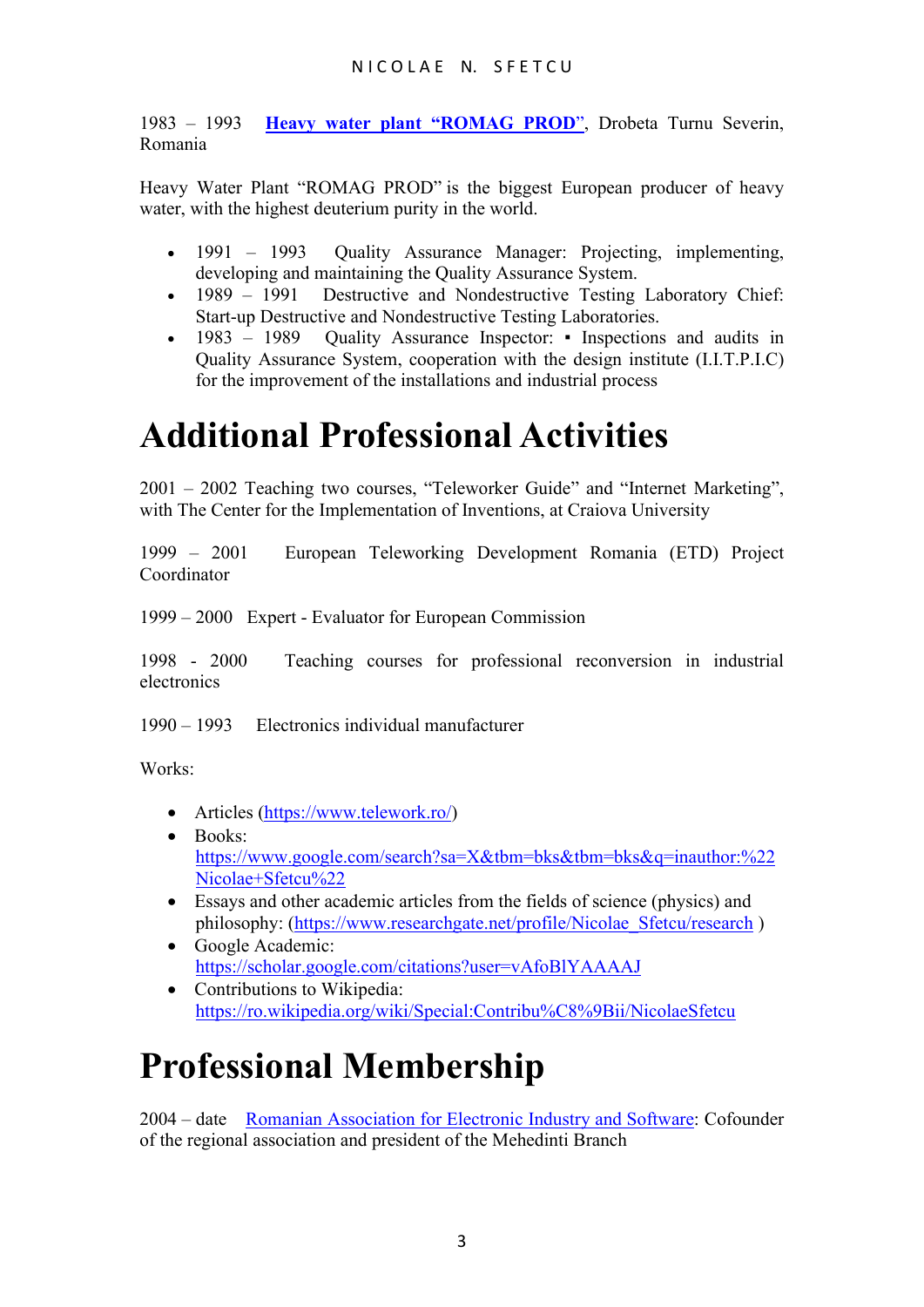1983 – 1993 [Heavy water plant "ROMAG PROD"](), Drobeta Turnu Severin, Romania

Heavy Water Plant "ROMAG PROD" is the biggest European producer of heavy water, with the highest deuterium purity in the world.

- 1991 – 1993 Quality Assurance Manager: Projecting, implementing, developing and maintaining the Quality Assurance System.
- 1989 – 1991 Destructive and Nondestructive Testing Laboratory Chief: Start-up Destructive and Nondestructive Testing Laboratories.
- 1983 – 1989 Quality Assurance Inspector: ▪ Inspections and audits in Quality Assurance System, cooperation with the design institute (I.I.T.P.I.C) for the improvement of the installations and industrial process

# Additional Professional Activities

2001 – 2002 Teaching two courses, "Teleworker Guide" and "Internet Marketing", with The Center for the Implementation of Inventions, at Craiova University

1999 – 2001 European Teleworking Development Romania (ETD) Project Coordinator

1999 – 2000 Expert - Evaluator for European Commission

1998 - 2000 Teaching courses for professional reconversion in industrial electronics

1990 – 1993 Electronics individual manufacturer

Works:

- Articles (https://www.telework.ro/)
- Books: https://www.google.com/search?sa=X&tbm=bks&tbm=bks&q=inauthor:%22Nicolae+Sfetcu%22
- Essays and other academic articles from the fields of science (physics) and philosophy: (https://www.researchgate.net/profile/Nicolae_Sfetcu/research )
- Google Academic: https://scholar.google.com/citations?user=vAfoBlYAAAAJ
- Contributions to Wikipedia: https://ro.wikipedia.org/wiki/Special:Contribu%C8%9Bii/NicolaeSfetcu

# Professional Membership

2004 – date [Romanian Association for Electronic Industry and Software](): Cofounder of the regional association and president of the Mehedinti Branch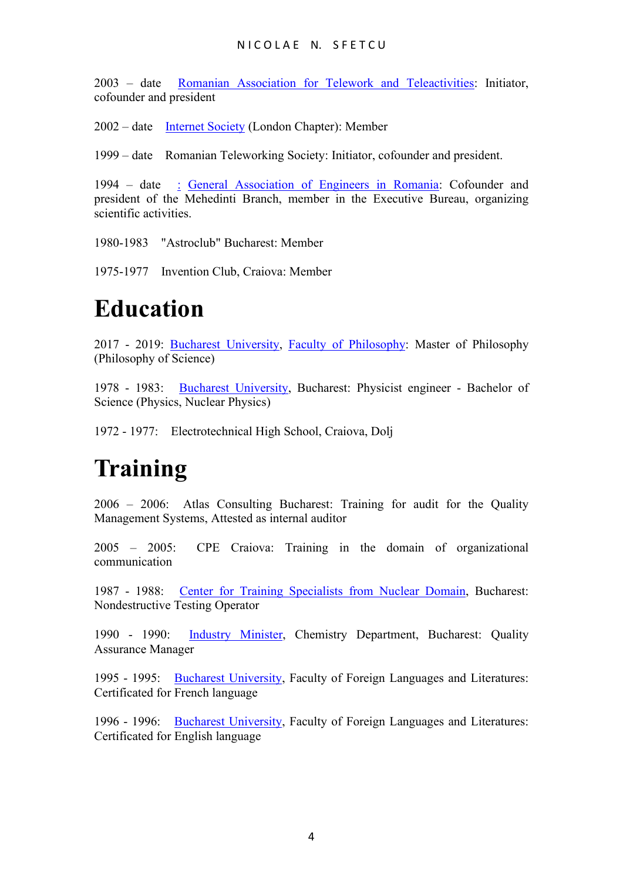2003 – date Romanian Association for Telework and Teleactivities: Initiator, cofounder and president

2002 – date Internet Society (London Chapter): Member

1999 – date Romanian Teleworking Society: Initiator, cofounder and president.

1994 – date : General Association of Engineers in Romania: Cofounder and president of the Mehedinti Branch, member in the Executive Bureau, organizing scientific activities.

1980-1983 "Astroclub" Bucharest: Member

1975-1977 Invention Club, Craiova: Member

# Education

2017 - 2019: Bucharest University, Faculty of Philosophy: Master of Philosophy (Philosophy of Science)

1978 - 1983: Bucharest University, Bucharest: Physicist engineer - Bachelor of Science (Physics, Nuclear Physics)

1972 - 1977: Electrotechnical High School, Craiova, Dolj

# Training

2006 – 2006: Atlas Consulting Bucharest: Training for audit for the Quality Management Systems, Attested as internal auditor

2005 – 2005: CPE Craiova: Training in the domain of organizational communication

1987 - 1988: Center for Training Specialists from Nuclear Domain, Bucharest: Nondestructive Testing Operator

1990 - 1990: Industry Minister, Chemistry Department, Bucharest: Quality Assurance Manager

1995 - 1995: Bucharest University, Faculty of Foreign Languages and Literatures: Certificated for French language

1996 - 1996: Bucharest University, Faculty of Foreign Languages and Literatures: Certificated for English language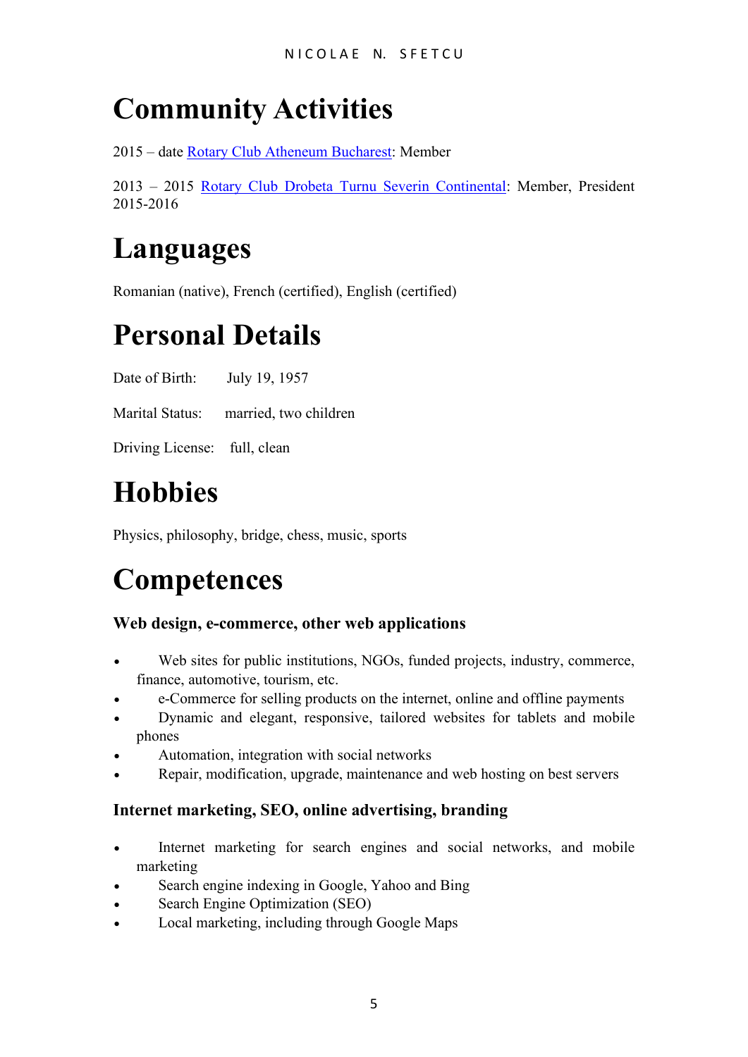# Community Activities

2015 – date [Rotary Club Atheneum Bucharest]: Member

2013 – 2015 [Rotary Club Drobeta Turnu Severin Continental]: Member, President 2015-2016

# Languages

Romanian (native), French (certified), English (certified)

# Personal Details

Date of Birth: July 19, 1957

Marital Status: married, two children

Driving License: full, clean

# Hobbies

Physics, philosophy, bridge, chess, music, sports

# Competences

### Web design, e-commerce, other web applications

- Web sites for public institutions, NGOs, funded projects, industry, commerce, finance, automotive, tourism, etc.
- e-Commerce for selling products on the internet, online and offline payments
- Dynamic and elegant, responsive, tailored websites for tablets and mobile phones
- Automation, integration with social networks
- Repair, modification, upgrade, maintenance and web hosting on best servers

### Internet marketing, SEO, online advertising, branding

- Internet marketing for search engines and social networks, and mobile marketing
- Search engine indexing in Google, Yahoo and Bing
- Search Engine Optimization (SEO)
- Local marketing, including through Google Maps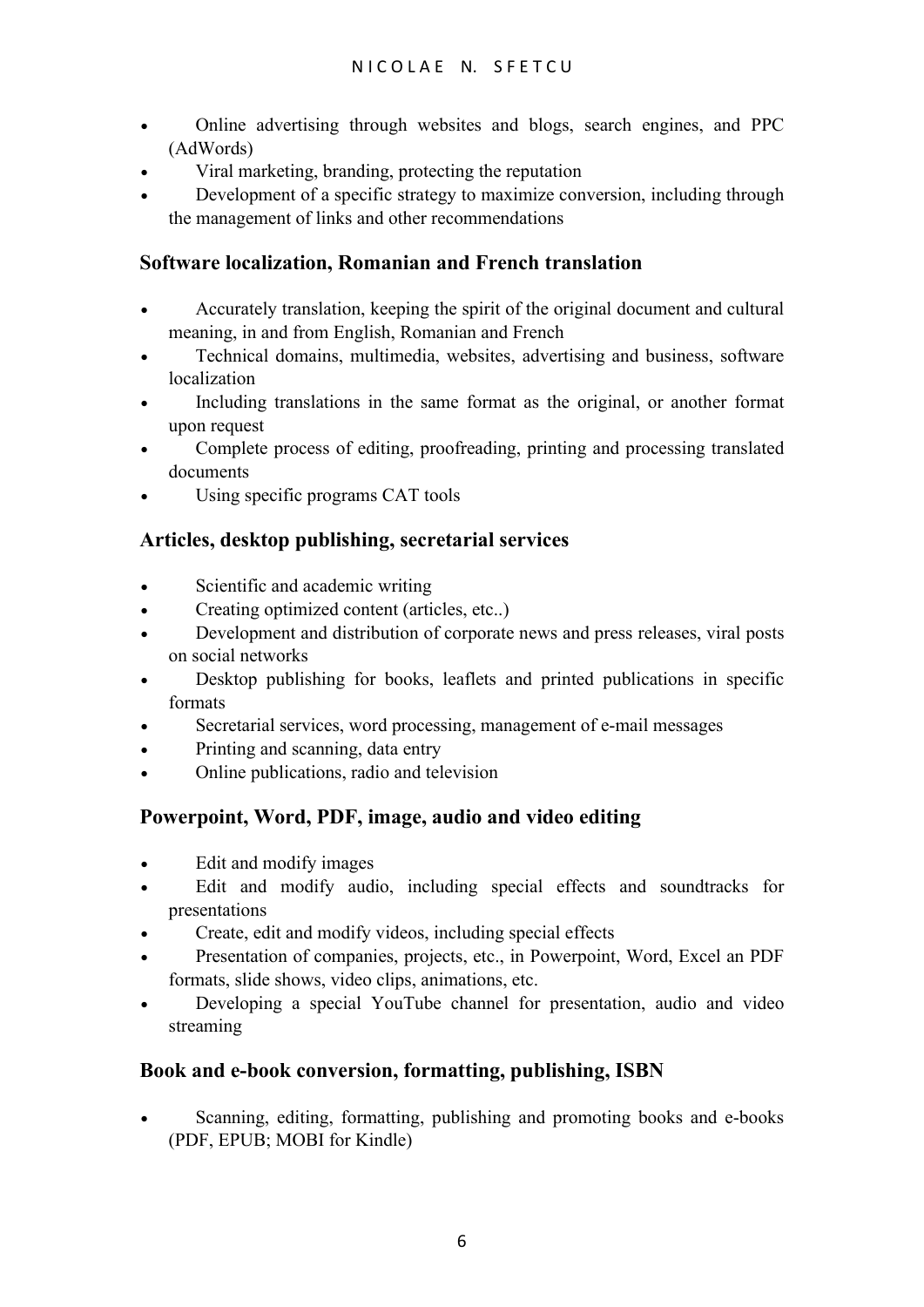- Online advertising through websites and blogs, search engines, and PPC (AdWords)
- Viral marketing, branding, protecting the reputation
- Development of a specific strategy to maximize conversion, including through the management of links and other recommendations

### Software localization, Romanian and French translation

- Accurately translation, keeping the spirit of the original document and cultural meaning, in and from English, Romanian and French
- Technical domains, multimedia, websites, advertising and business, software localization
- Including translations in the same format as the original, or another format upon request
- Complete process of editing, proofreading, printing and processing translated documents
- Using specific programs CAT tools

### Articles, desktop publishing, secretarial services

- Scientific and academic writing
- Creating optimized content (articles, etc..)
- Development and distribution of corporate news and press releases, viral posts on social networks
- Desktop publishing for books, leaflets and printed publications in specific formats
- Secretarial services, word processing, management of e-mail messages
- Printing and scanning, data entry
- Online publications, radio and television

### Powerpoint, Word, PDF, image, audio and video editing

- Edit and modify images
- Edit and modify audio, including special effects and soundtracks for presentations
- Create, edit and modify videos, including special effects
- Presentation of companies, projects, etc., in Powerpoint, Word, Excel an PDF formats, slide shows, video clips, animations, etc.
- Developing a special YouTube channel for presentation, audio and video streaming

### Book and e-book conversion, formatting, publishing, ISBN

- Scanning, editing, formatting, publishing and promoting books and e-books (PDF, EPUB; MOBI for Kindle)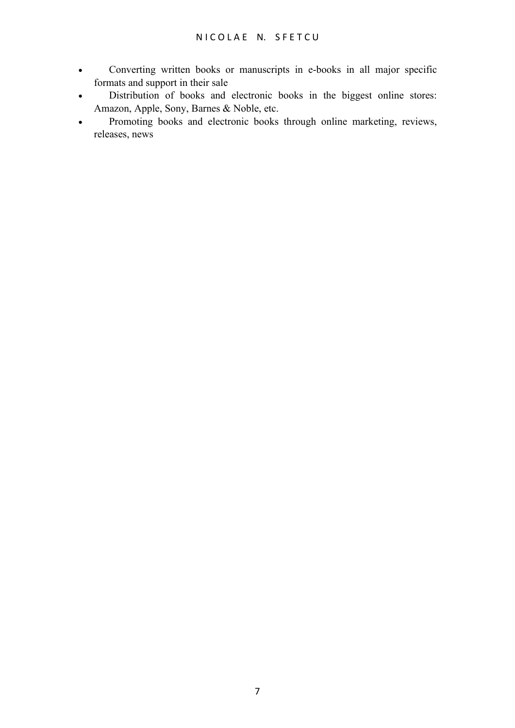- Converting written books or manuscripts in e-books in all major specific formats and support in their sale
- Distribution of books and electronic books in the biggest online stores: Amazon, Apple, Sony, Barnes & Noble, etc.
- Promoting books and electronic books through online marketing, reviews, releases, news